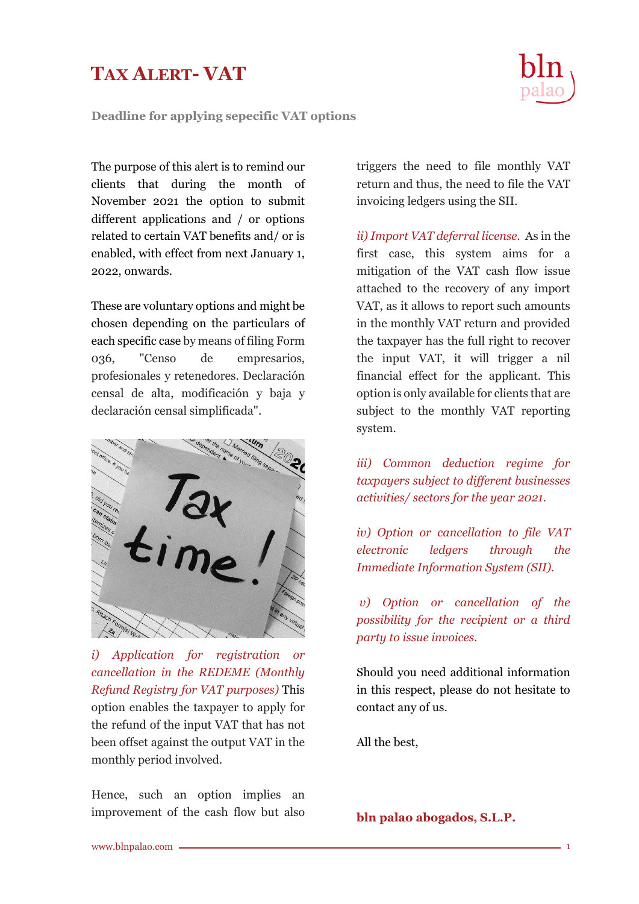# Tax Alert- VAT

**Deadline for applying sepecific VAT options**

The purpose of this alert is to remind our clients that during the month of November 2021 the option to submit different applications and / or options related to certain VAT benefits and/ or is enabled, with effect from next January 1, 2022, onwards.

These are voluntary options and might be chosen depending on the particulars of each specific case by means of filing Form 036, "Censo de empresarios, profesionales y retenedores. Declaración censal de alta, modificación y baja y declaración censal simplificada".

*i) Application for registration or cancellation in the REDEME (Monthly Refund Registry for VAT purposes)* This option enables the taxpayer to apply for the refund of the input VAT that has not been offset against the output VAT in the monthly period involved.

Hence, such an option implies an improvement of the cash flow but also triggers the need to file monthly VAT return and thus, the need to file the VAT invoicing ledgers using the SII.

*ii) Import VAT deferral license.* As in the first case, this system aims for a mitigation of the VAT cash flow issue attached to the recovery of any import VAT, as it allows to report such amounts in the monthly VAT return and provided the taxpayer has the full right to recover the input VAT, it will trigger a nil financial effect for the applicant. This option is only available for clients that are subject to the monthly VAT reporting system.

*iii) Common deduction regime for taxpayers subject to different businesses activities/ sectors for the year 2021.*

*iv) Option or cancellation to file VAT electronic ledgers through the Immediate Information System (SII).*

*v) Option or cancellation of the possibility for the recipient or a third party to issue invoices.*

Should you need additional information in this respect, please do not hesitate to contact any of us.

All the best,

**bln palao abogados, S.L.P.**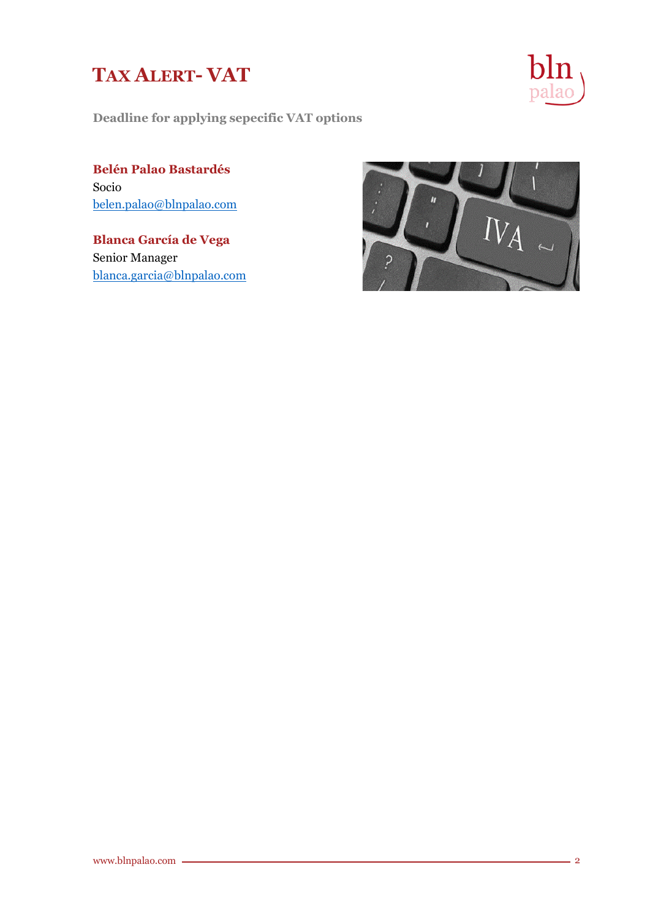# TAX ALERT- VAT

**Deadline for applying sepecific VAT options**

**Belén Palao Bastardés**
Socio
belen.palao@blnpalao.com

**Blanca García de Vega**
Senior Manager
blanca.garcia@blnpalao.com